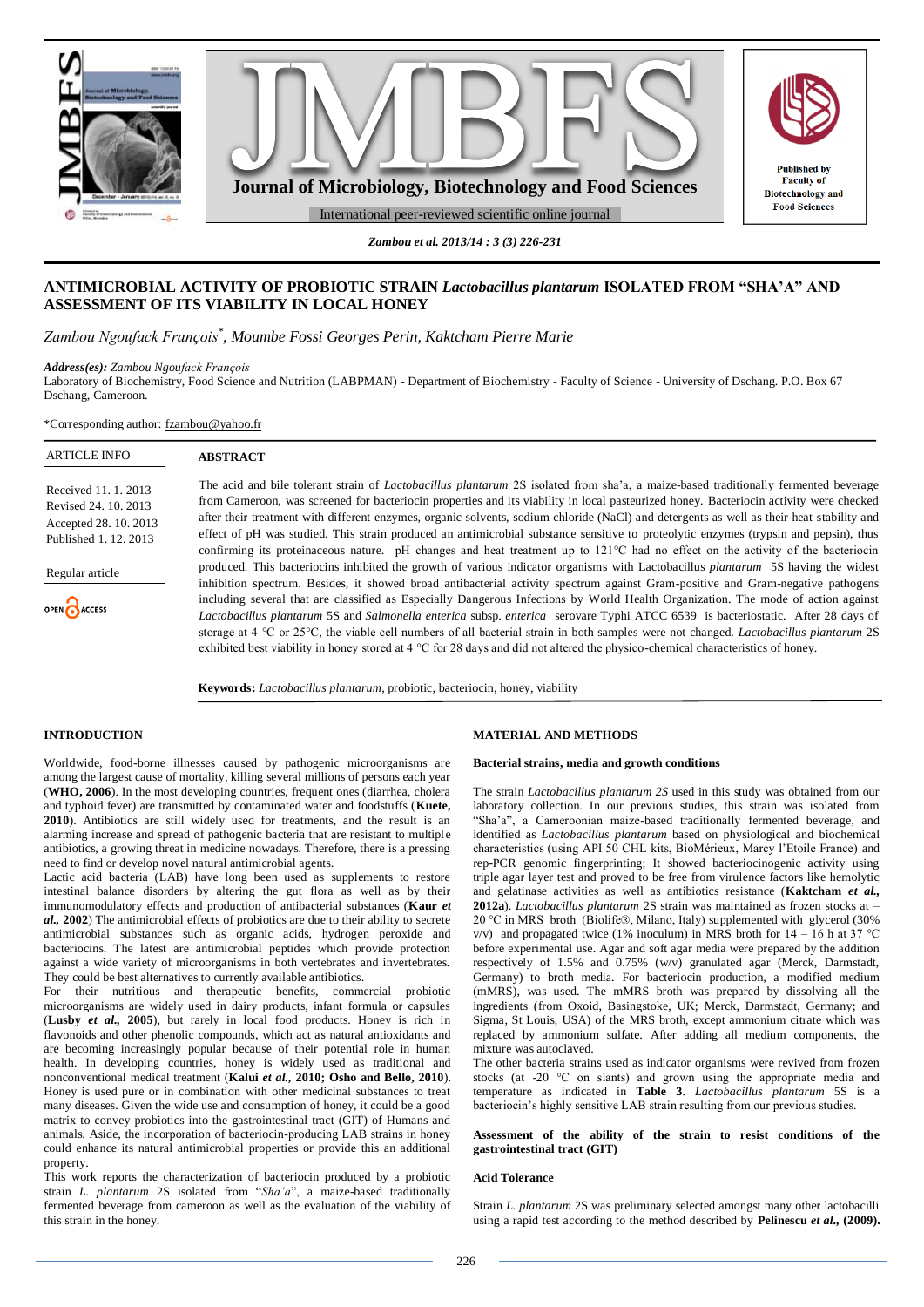# ANTIMICROBIAL ACTIVITY OF PROBIOTIC STRAIN *Lactobacillus plantarum* ISOLATED FROM "SHA'A" AND ASSESSMENT OF ITS VIABILITY IN LOCAL HONEY

*Zambou Ngoufack François*[*], *Moumbe Fossi Georges Perin, Kaktcham Pierre Marie*

***Address(es):*** *Zambou Ngoufack François*
Laboratory of Biochemistry, Food Science and Nutrition (LABPMAN) - Department of Biochemistry - Faculty of Science - University of Dschang. P.O. Box 67 Dschang, Cameroon.

*Corresponding author: fzambou@yahoo.fr

**ARTICLE INFO**

Received 11. 1. 2013
Revised 24. 10. 2013
Accepted 28. 10. 2013
Published 1. 12. 2013

Regular article

OPEN ACCESS

## ABSTRACT

The acid and bile tolerant strain of *Lactobacillus plantarum* 2S isolated from sha'a, a maize-based traditionally fermented beverage from Cameroon, was screened for bacteriocin properties and its viability in local pasteurized honey. Bacteriocin activity were checked after their treatment with different enzymes, organic solvents, sodium chloride (NaCl) and detergents as well as their heat stability and effect of pH was studied. This strain produced an antimicrobial substance sensitive to proteolytic enzymes (trypsin and pepsin), thus confirming its proteinaceous nature. pH changes and heat treatment up to 121°C had no effect on the activity of the bacteriocin produced. This bacteriocins inhibited the growth of various indicator organisms with Lactobacillus *plantarum* 5S having the widest inhibition spectrum. Besides, it showed broad antibacterial activity spectrum against Gram-positive and Gram-negative pathogens including several that are classified as Especially Dangerous Infections by World Health Organization. The mode of action against *Lactobacillus plantarum* 5S and *Salmonella enterica* subsp. *enterica* serovare Typhi ATCC 6539 is bacteriostatic. After 28 days of storage at 4 °C or 25°C, the viable cell numbers of all bacterial strain in both samples were not changed. *Lactobacillus plantarum* 2S exhibited best viability in honey stored at 4 °C for 28 days and did not altered the physico-chemical characteristics of honey.

**Keywords:** *Lactobacillus plantarum*, probiotic, bacteriocin, honey, viability

## INTRODUCTION

Worldwide, food-borne illnesses caused by pathogenic microorganisms are among the largest cause of mortality, killing several millions of persons each year (**WHO, 2006**). In the most developing countries, frequent ones (diarrhea, cholera and typhoid fever) are transmitted by contaminated water and foodstuffs (**Kuete, 2010**). Antibiotics are still widely used for treatments, and the result is an alarming increase and spread of pathogenic bacteria that are resistant to multiple antibiotics, a growing threat in medicine nowadays. Therefore, there is a pressing need to find or develop novel natural antimicrobial agents.

Lactic acid bacteria (LAB) have long been used as supplements to restore intestinal balance disorders by altering the gut flora as well as by their immunomodulatory effects and production of antibacterial substances (**Kaur *et al.*, 2002**) The antimicrobial effects of probiotics are due to their ability to secrete antimicrobial substances such as organic acids, hydrogen peroxide and bacteriocins. The latest are antimicrobial peptides which provide protection against a wide variety of microorganisms in both vertebrates and invertebrates. They could be best alternatives to currently available antibiotics.

For their nutritious and therapeutic benefits, commercial probiotic microorganisms are widely used in dairy products, infant formula or capsules (**Lusby *et al.*, 2005**), but rarely in local food products. Honey is rich in flavonoids and other phenolic compounds, which act as natural antioxidants and are becoming increasingly popular because of their potential role in human health. In developing countries, honey is widely used as traditional and nonconventional medical treatment (**Kalui *et al.*, 2010; Osho and Bello, 2010**). Honey is used pure or in combination with other medicinal substances to treat many diseases. Given the wide use and consumption of honey, it could be a good matrix to convey probiotics into the gastrointestinal tract (GIT) of Humans and animals. Aside, the incorporation of bacteriocin-producing LAB strains in honey could enhance its natural antimicrobial properties or provide this an additional property.

This work reports the characterization of bacteriocin produced by a probiotic strain *L. plantarum* 2S isolated from "*Sha'a*", a maize-based traditionally fermented beverage from cameroon as well as the evaluation of the viability of this strain in the honey.

## MATERIAL AND METHODS

### Bacterial strains, media and growth conditions

The strain *Lactobacillus plantarum 2S* used in this study was obtained from our laboratory collection. In our previous studies, this strain was isolated from "Sha'a", a Cameroonian maize-based traditionally fermented beverage, and identified as *Lactobacillus plantarum* based on physiological and biochemical characteristics (using API 50 CHL kits, BioMérieux, Marcy l'Etoile France) and rep-PCR genomic fingerprinting; It showed bacteriocinogenic activity using triple agar layer test and proved to be free from virulence factors like hemolytic and gelatinase activities as well as antibiotics resistance (**Kaktcham *et al.*, 2012a**). *Lactobacillus plantarum* 2S strain was maintained as frozen stocks at – 20 °C in MRS broth (Biolife®, Milano, Italy) supplemented with glycerol (30% v/v) and propagated twice (1% inoculum) in MRS broth for 14 – 16 h at 37 °C before experimental use. Agar and soft agar media were prepared by the addition respectively of 1.5% and 0.75% (w/v) granulated agar (Merck, Darmstadt, Germany) to broth media. For bacteriocin production, a modified medium (mMRS), was used. The mMRS broth was prepared by dissolving all the ingredients (from Oxoid, Basingstoke, UK; Merck, Darmstadt, Germany; and Sigma, St Louis, USA) of the MRS broth, except ammonium citrate which was replaced by ammonium sulfate. After adding all medium components, the mixture was autoclaved.

The other bacteria strains used as indicator organisms were revived from frozen stocks (at -20 °C on slants) and grown using the appropriate media and temperature as indicated in **Table 3**. *Lactobacillus plantarum* 5S is a bacteriocin's highly sensitive LAB strain resulting from our previous studies.

### Assessment of the ability of the strain to resist conditions of the gastrointestinal tract (GIT)

#### Acid Tolerance

Strain *L. plantarum* 2S was preliminary selected amongst many other lactobacilli using a rapid test according to the method described by **Pelinescu *et al.*, (2009).**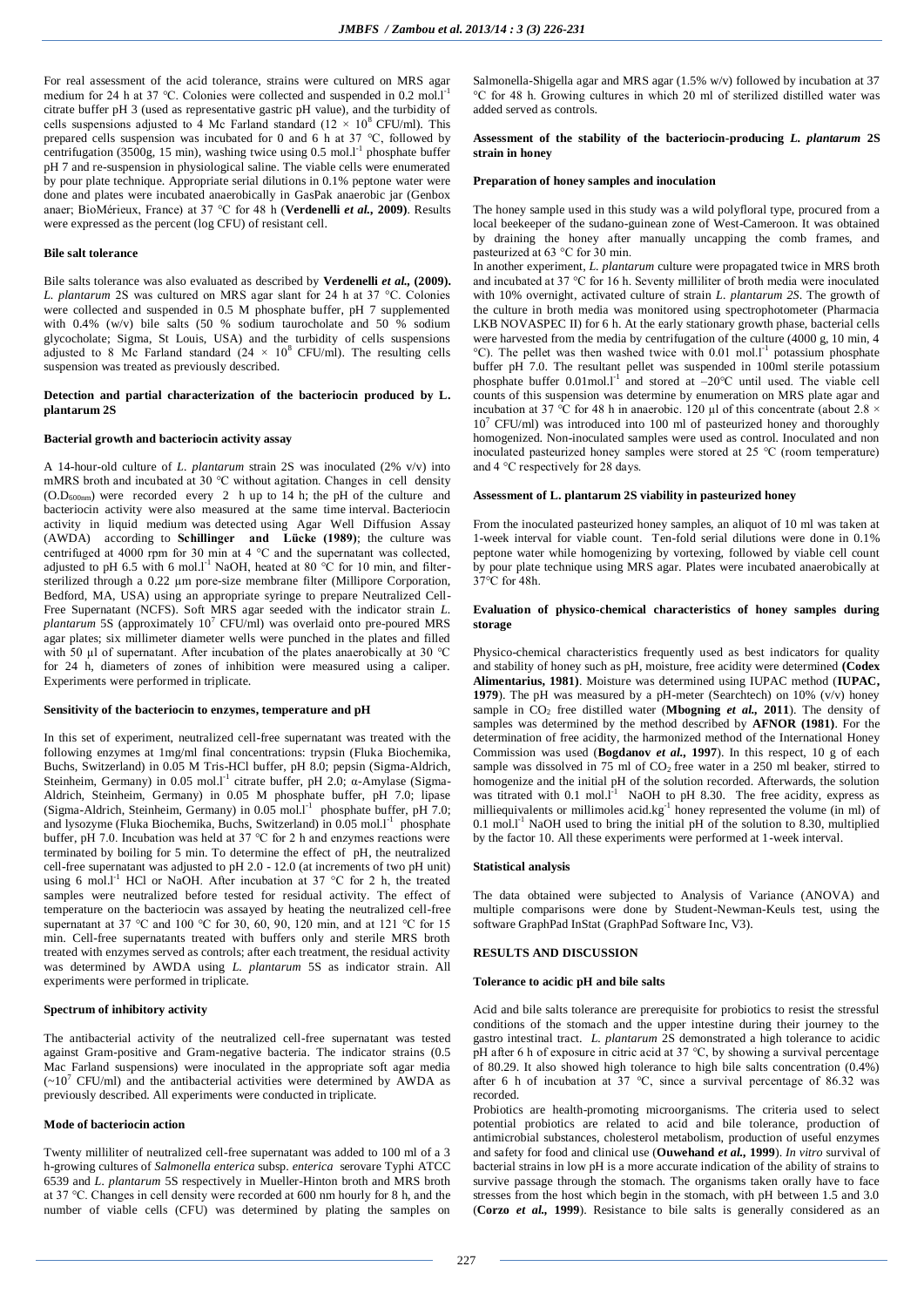For real assessment of the acid tolerance, strains were cultured on MRS agar medium for 24 h at 37 °C. Colonies were collected and suspended in 0.2 mol.l$^{-1}$ citrate buffer pH 3 (used as representative gastric pH value), and the turbidity of cells suspensions adjusted to 4 Mc Farland standard ($12 \times 10^8$ CFU/ml). This prepared cells suspension was incubated for 0 and 6 h at 37 °C, followed by centrifugation (3500g, 15 min), washing twice using 0.5 mol.l$^{-1}$ phosphate buffer pH 7 and re-suspension in physiological saline. The viable cells were enumerated by pour plate technique. Appropriate serial dilutions in 0.1% peptone water were done and plates were incubated anaerobically in GasPak anaerobic jar (Genbox anaer; BioMérieux, France) at 37 °C for 48 h (**Verdenelli *et al.*, 2009**). Results were expressed as the percent (log CFU) of resistant cell.

#### Bile salt tolerance

Bile salts tolerance was also evaluated as described by **Verdenelli *et al.*, (2009).** *L. plantarum* 2S was cultured on MRS agar slant for 24 h at 37 °C. Colonies were collected and suspended in 0.5 M phosphate buffer, pH 7 supplemented with 0.4% (w/v) bile salts (50 % sodium taurocholate and 50 % sodium glycocholate; Sigma, St Louis, USA) and the turbidity of cells suspensions adjusted to 8 Mc Farland standard ($24 \times 10^8$ CFU/ml). The resulting cells suspension was treated as previously described.

### Detection and partial characterization of the bacteriocin produced by L. plantarum 2S

#### Bacterial growth and bacteriocin activity assay

A 14-hour-old culture of *L. plantarum* strain 2S was inoculated (2% v/v) into mMRS broth and incubated at 30 °C without agitation. Changes in cell density ($O.D_{600nm}$) were recorded every 2 h up to 14 h; the pH of the culture and bacteriocin activity were also measured at the same time interval. Bacteriocin activity in liquid medium was detected using Agar Well Diffusion Assay (AWDA) according to **Schillinger and Lücke (1989)**; the culture was centrifuged at 4000 rpm for 30 min at 4 °C and the supernatant was collected, adjusted to pH 6.5 with 6 mol.l$^{-1}$ NaOH, heated at 80 °C for 10 min, and filter-sterilized through a 0.22 µm pore-size membrane filter (Millipore Corporation, Bedford, MA, USA) using an appropriate syringe to prepare Neutralized Cell-Free Supernatant (NCFS). Soft MRS agar seeded with the indicator strain *L. plantarum* 5S (approximately $10^7$ CFU/ml) was overlaid onto pre-poured MRS agar plates; six millimeter diameter wells were punched in the plates and filled with 50 µl of supernatant. After incubation of the plates anaerobically at 30 °C for 24 h, diameters of zones of inhibition were measured using a caliper. Experiments were performed in triplicate.

#### Sensitivity of the bacteriocin to enzymes, temperature and pH

In this set of experiment, neutralized cell-free supernatant was treated with the following enzymes at 1mg/ml final concentrations: trypsin (Fluka Biochemika, Buchs, Switzerland) in 0.05 M Tris-HCl buffer, pH 8.0; pepsin (Sigma-Aldrich, Steinheim, Germany) in 0.05 mol.l$^{-1}$ citrate buffer, pH 2.0; α-Amylase (Sigma-Aldrich, Steinheim, Germany) in 0.05 M phosphate buffer, pH 7.0; lipase (Sigma-Aldrich, Steinheim, Germany) in 0.05 mol.l$^{-1}$ phosphate buffer, pH 7.0; and lysozyme (Fluka Biochemika, Buchs, Switzerland) in 0.05 mol.l$^{-1}$ phosphate buffer, pH 7.0. Incubation was held at 37 °C for 2 h and enzymes reactions were terminated by boiling for 5 min. To determine the effect of pH, the neutralized cell-free supernatant was adjusted to pH 2.0 - 12.0 (at increments of two pH unit) using 6 mol.l$^{-1}$ HCl or NaOH. After incubation at 37 °C for 2 h, the treated samples were neutralized before tested for residual activity. The effect of temperature on the bacteriocin was assayed by heating the neutralized cell-free supernatant at 37 °C and 100 °C for 30, 60, 90, 120 min, and at 121 °C for 15 min. Cell-free supernatants treated with buffers only and sterile MRS broth treated with enzymes served as controls; after each treatment, the residual activity was determined by AWDA using *L. plantarum* 5S as indicator strain. All experiments were performed in triplicate.

#### Spectrum of inhibitory activity

The antibacterial activity of the neutralized cell-free supernatant was tested against Gram-positive and Gram-negative bacteria. The indicator strains (0.5 Mac Farland suspensions) were inoculated in the appropriate soft agar media (~$10^7$ CFU/ml) and the antibacterial activities were determined by AWDA as previously described. All experiments were conducted in triplicate.

#### Mode of bacteriocin action

Twenty milliliter of neutralized cell-free supernatant was added to 100 ml of a 3 h-growing cultures of *Salmonella enterica* subsp. *enterica* serovare Typhi ATCC 6539 and *L. plantarum* 5S respectively in Mueller-Hinton broth and MRS broth at 37 °C. Changes in cell density were recorded at 600 nm hourly for 8 h, and the number of viable cells (CFU) was determined by plating the samples on Salmonella-Shigella agar and MRS agar (1.5% w/v) followed by incubation at 37 °C for 48 h. Growing cultures in which 20 ml of sterilized distilled water was added served as controls.

### Assessment of the stability of the bacteriocin-producing *L. plantarum* 2S strain in honey

#### Preparation of honey samples and inoculation

The honey sample used in this study was a wild polyfloral type, procured from a local beekeeper of the sudano-guinean zone of West-Cameroon. It was obtained by draining the honey after manually uncapping the comb frames, and pasteurized at 63 °C for 30 min.

In another experiment, *L. plantarum* culture were propagated twice in MRS broth and incubated at 37 °C for 16 h. Seventy milliliter of broth media were inoculated with 10% overnight, activated culture of strain *L. plantarum 2S*. The growth of the culture in broth media was monitored using spectrophotometer (Pharmacia LKB NOVASPEC II) for 6 h. At the early stationary growth phase, bacterial cells were harvested from the media by centrifugation of the culture (4000 g, 10 min, 4 °C). The pellet was then washed twice with 0.01 mol.l$^{-1}$ potassium phosphate buffer pH 7.0. The resultant pellet was suspended in 100ml sterile potassium phosphate buffer 0.01mol.l$^{-1}$ and stored at –20°C until used. The viable cell counts of this suspension was determine by enumeration on MRS plate agar and incubation at 37 °C for 48 h in anaerobic. 120 µl of this concentrate (about $2.8 \times 10^7$ CFU/ml) was introduced into 100 ml of pasteurized honey and thoroughly homogenized. Non-inoculated samples were used as control. Inoculated and non inoculated pasteurized honey samples were stored at 25 °C (room temperature) and 4 °C respectively for 28 days.

#### Assessment of L. plantarum 2S viability in pasteurized honey

From the inoculated pasteurized honey samples, an aliquot of 10 ml was taken at 1-week interval for viable count. Ten-fold serial dilutions were done in 0.1% peptone water while homogenizing by vortexing, followed by viable cell count by pour plate technique using MRS agar. Plates were incubated anaerobically at 37°C for 48h.

#### Evaluation of physico-chemical characteristics of honey samples during storage

Physico-chemical characteristics frequently used as best indicators for quality and stability of honey such as pH, moisture, free acidity were determined **(Codex Alimentarius, 1981)**. Moisture was determined using IUPAC method (**IUPAC, 1979**). The pH was measured by a pH-meter (Searchtech) on 10% (v/v) honey sample in $CO_2$ free distilled water (**Mbogning *et al.*, 2011**). The density of samples was determined by the method described by **AFNOR (1981)**. For the determination of free acidity, the harmonized method of the International Honey Commission was used (**Bogdanov *et al.*, 1997**). In this respect, 10 g of each sample was dissolved in 75 ml of $CO_2$ free water in a 250 ml beaker, stirred to homogenize and the initial pH of the solution recorded. Afterwards, the solution was titrated with 0.1 mol.l$^{-1}$ NaOH to pH 8.30. The free acidity, express as milliequivalents or millimoles acid.kg$^{-1}$ honey represented the volume (in ml) of 0.1 mol.l$^{-1}$ NaOH used to bring the initial pH of the solution to 8.30, multiplied by the factor 10. All these experiments were performed at 1-week interval.

#### Statistical analysis

The data obtained were subjected to Analysis of Variance (ANOVA) and multiple comparisons were done by Student-Newman-Keuls test, using the software GraphPad InStat (GraphPad Software Inc, V3).

## RESULTS AND DISCUSSION

### Tolerance to acidic pH and bile salts

Acid and bile salts tolerance are prerequisite for probiotics to resist the stressful conditions of the stomach and the upper intestine during their journey to the gastro intestinal tract. *L. plantarum* 2S demonstrated a high tolerance to acidic pH after 6 h of exposure in citric acid at 37 °C, by showing a survival percentage of 80.29. It also showed high tolerance to high bile salts concentration (0.4%) after 6 h of incubation at 37 °C, since a survival percentage of 86.32 was recorded.

Probiotics are health-promoting microorganisms. The criteria used to select potential probiotics are related to acid and bile tolerance, production of antimicrobial substances, cholesterol metabolism, production of useful enzymes and safety for food and clinical use (**Ouwehand *et al.*, 1999**). *In vitro* survival of bacterial strains in low pH is a more accurate indication of the ability of strains to survive passage through the stomach. The organisms taken orally have to face stresses from the host which begin in the stomach, with pH between 1.5 and 3.0 (**Corzo *et al.*, 1999**). Resistance to bile salts is generally considered as an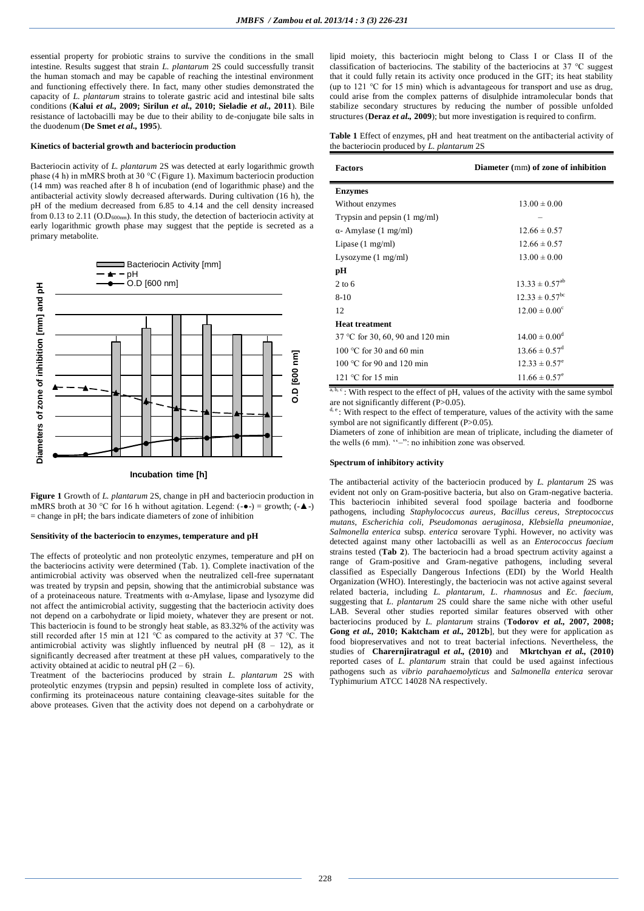essential property for probiotic strains to survive the conditions in the small intestine. Results suggest that strain *L. plantarum* 2S could successfully transit the human stomach and may be capable of reaching the intestinal environment and functioning effectively there. In fact, many other studies demonstrated the capacity of *L. plantarum* strains to tolerate gastric acid and intestinal bile salts conditions (**Kalui *et al.*, 2009; Sirilun *et al.*, 2010; Sieladie *et al.*, 2011**). Bile resistance of lactobacilli may be due to their ability to de-conjugate bile salts in the duodenum (**De Smet *et al.*, 1995**).

#### Kinetics of bacterial growth and bacteriocin production

Bacteriocin activity of *L. plantarum* 2S was detected at early logarithmic growth phase (4 h) in mMRS broth at 30 °C (Figure 1). Maximum bacteriocin production (14 mm) was reached after 8 h of incubation (end of logarithmic phase) and the antibacterial activity slowly decreased afterwards. During cultivation (16 h), the pH of the medium decreased from 6.85 to 4.14 and the cell density increased from 0.13 to 2.11 ($O.D_{600nm}$). In this study, the detection of bacteriocin activity at early logarithmic growth phase may suggest that the peptide is secreted as a primary metabolite.

**Figure 1** Growth of *L. plantarum* 2S, change in pH and bacteriocin production in mMRS broth at 30 °C for 16 h without agitation. Legend: (-●-) = growth; (-▲-) = change in pH; the bars indicate diameters of zone of inhibition

#### Sensitivity of the bacteriocin to enzymes, temperature and pH

The effects of proteolytic and non proteolytic enzymes, temperature and pH on the bacteriocins activity were determined (Tab. 1). Complete inactivation of the antimicrobial activity was observed when the neutralized cell-free supernatant was treated by trypsin and pepsin, showing that the antimicrobial substance was of a proteinaceous nature. Treatments with α-Amylase, lipase and lysozyme did not affect the antimicrobial activity, suggesting that the bacteriocin activity does not depend on a carbohydrate or lipid moiety, whatever they are present or not. This bacteriocin is found to be strongly heat stable, as 83.32% of the activity was still recorded after 15 min at 121 °C as compared to the activity at 37 °C. The antimicrobial activity was slightly influenced by neutral pH (8 – 12), as it significantly decreased after treatment at these pH values, comparatively to the activity obtained at acidic to neutral pH (2 – 6).

Treatment of the bacteriocins produced by strain *L. plantarum* 2S with proteolytic enzymes (trypsin and pepsin) resulted in complete loss of activity, confirming its proteinaceous nature containing cleavage-sites suitable for the above proteases. Given that the activity does not depend on a carbohydrate or lipid moiety, this bacteriocin might belong to Class I or Class II of the classification of bacteriocins. The stability of the bacteriocins at 37 °C suggest that it could fully retain its activity once produced in the GIT; its heat stability (up to 121 °C for 15 min) which is advantageous for transport and use as drug, could arise from the complex patterns of disulphide intramolecular bonds that stabilize secondary structures by reducing the number of possible unfolded structures (**Deraz *et al.*, 2009**); but more investigation is required to confirm.

**Table 1** Effect of enzymes, pH and heat treatment on the antibacterial activity of the bacteriocin produced by *L. plantarum* 2S

| Factors | Diameter (mm) of zone of inhibition |
|---|---|
| **Enzymes** | |
| Without enzymes | $13.00 \pm 0.00$ |
| Trypsin and pepsin (1 mg/ml) | – |
| α- Amylase (1 mg/ml) | $12.66 \pm 0.57$ |
| Lipase (1 mg/ml) | $12.66 \pm 0.57$ |
| Lysozyme (1 mg/ml) | $13.00 \pm 0.00$ |
| **pH** | |
| 2 to 6 | $13.33 \pm 0.57^{ab}$ |
| 8-10 | $12.33 \pm 0.57^{bc}$ |
| 12 | $12.00 \pm 0.00^{c}$ |
| **Heat treatment** | |
| 37 °C for 30, 60, 90 and 120 min | $14.00 \pm 0.00^{d}$ |
| 100 °C for 30 and 60 min | $13.66 \pm 0.57^{d}$ |
| 100 °C for 90 and 120 min | $12.33 \pm 0.57^{e}$ |
| 121 °C for 15 min | $11.66 \pm 0.57^{e}$ |

[a, b, c]: With respect to the effect of pH, values of the activity with the same symbol are not significantly different (P>0.05).
[d, e]: With respect to the effect of temperature, values of the activity with the same symbol are not significantly different (P>0.05).
Diameters of zone of inhibition are mean of triplicate, including the diameter of the wells (6 mm). "–": no inhibition zone was observed.

#### Spectrum of inhibitory activity

The antibacterial activity of the bacteriocin produced by *L. plantarum* 2S was evident not only on Gram-positive bacteria, but also on Gram-negative bacteria. This bacteriocin inhibited several food spoilage bacteria and foodborne pathogens, including *Staphylococcus aureus*, *Bacillus cereus*, *Streptococcus mutans*, *Escherichia coli*, *Pseudomonas aeruginosa*, *Klebsiella pneumoniae*, *Salmonella enterica* subsp. *enterica* serovare Typhi. However, no activity was detected against many other lactobacilli as well as an *Enterococcus faecium* strains tested (**Tab 2**). The bacteriocin had a broad spectrum activity against a range of Gram-positive and Gram-negative pathogens, including several classified as Especially Dangerous Infections (EDI) by the World Health Organization (WHO). Interestingly, the bacteriocin was not active against several related bacteria, including *L. plantarum*, *L. rhamnosus* and *Ec. faecium*, suggesting that *L. plantarum* 2S could share the same niche with other useful LAB. Several other studies reported similar features observed with other bacteriocins produced by *L. plantarum* strains (**Todorov *et al.*, 2007, 2008; Gong *et al.*, 2010; Kaktcham *et al.*, 2012b**], but they were for application as food biopreservatives and not to treat bacterial infections. Nevertheless, the studies of **Charernjiratragul *et al.*, (2010)** and **Mkrtchyan *et al.*, (2010)** reported cases of *L. plantarum* strain that could be used against infectious pathogens such as *vibrio parahaemolyticus* and *Salmonella enterica* serovar Typhimurium ATCC 14028 NA respectively.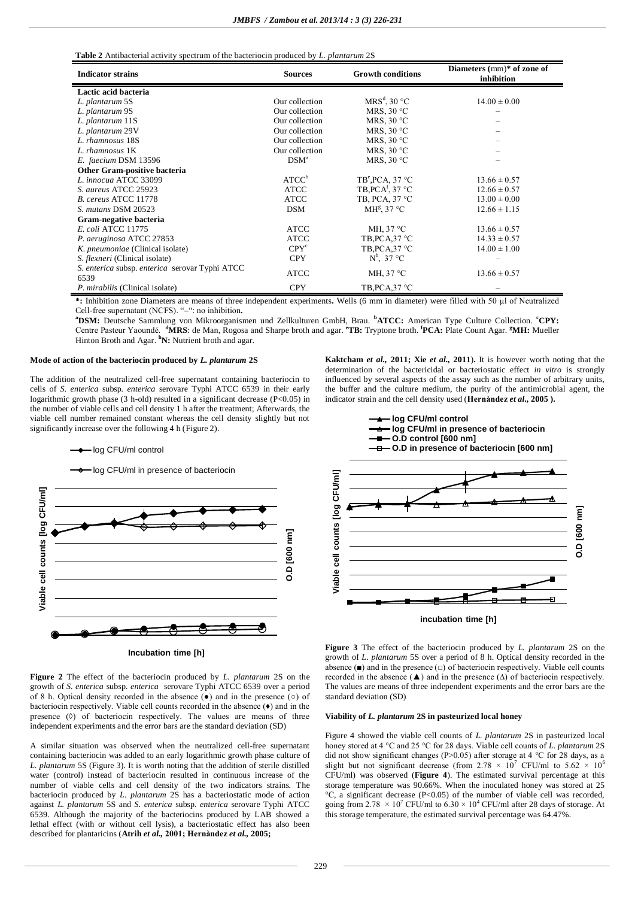**Table 2** Antibacterial activity spectrum of the bacteriocin produced by *L. plantarum* 2S

| Indicator strains | Sources | Growth conditions | Diameters (mm)* of zone of inhibition |
|---|---|---|---|
| **Lactic acid bacteria** | | | |
| *L. plantarum* 5S | Our collection | MRS[d], 30 °C | 14.00 ± 0.00 |
| *L. plantarum* 9S | Our collection | MRS, 30 °C | – |
| *L. plantarum* 11S | Our collection | MRS, 30 °C | – |
| *L. plantarum* 29V | Our collection | MRS, 30 °C | – |
| *L. rhamnosus* 18S | Our collection | MRS, 30 °C | – |
| *L. rhamnosus* 1K | Our collection | MRS, 30 °C | – |
| *E. faecium* DSM 13596 | DSM[a] | MRS, 30 °C | – |
| **Other Gram-positive bacteria** | | | |
| *L. innocua* ATCC 33099 | ATCC[b] | TB[e],PCA, 37 °C | 13.66 ± 0.57 |
| *S. aureus* ATCC 25923 | ATCC | TB,PCA[f], 37 °C | 12.66 ± 0.57 |
| *B. cereus* ATCC 11778 | ATCC | TB, PCA, 37 °C | 13.00 ± 0.00 |
| *S. mutans* DSM 20523 | DSM | MH[g], 37 °C | 12.66 ± 1.15 |
| **Gram-negative bacteria** | | | |
| *E. coli* ATCC 11775 | ATCC | MH, 37 °C | 13.66 ± 0.57 |
| *P. aeruginosa* ATCC 27853 | ATCC | TB,PCA,37 °C | 14.33 ± 0.57 |
| *K. pneumoniae* (Clinical isolate) | CPY[c] | TB,PCA,37 °C | 14.00 ± 1.00 |
| *S. flexneri* (Clinical isolate) | CPY | N[h], 37 °C | – |
| *S. enterica* subsp. *enterica* serovar Typhi ATCC 6539 | ATCC | MH, 37 °C | 13.66 ± 0.57 |
| *P. mirabilis* (Clinical isolate) | CPY | TB,PCA,37 °C | – |

**\*:** Inhibition zone Diameters are means of three independent experiments**.** Wells (6 mm in diameter) were filled with 50 µl of Neutralized Cell-free supernatant (NCFS). "–": no inhibition**.**

[a]**DSM:** Deutsche Sammlung von Mikroorganismen und Zellkulturen GmbH, Brau. [b]**ATCC:** American Type Culture Collection. [c]**CPY:** Centre Pasteur Yaoundé. [d]**MRS**: de Man, Rogosa and Sharpe broth and agar. [e]**TB:** Tryptone broth. [f]**PCA:** Plate Count Agar. [g]**MH:** Mueller Hinton Broth and Agar. [h]**N:** Nutrient broth and agar.

#### Mode of action of the bacteriocin produced by *L. plantarum* 2S

The addition of the neutralized cell-free supernatant containing bacteriocin to cells of *S. enterica* subsp. *enterica* serovare Typhi ATCC 6539 in their early logarithmic growth phase (3 h-old) resulted in a significant decrease (P<0.05) in the number of viable cells and cell density 1 h after the treatment; Afterwards, the viable cell number remained constant whereas the cell density slightly but not significantly increase over the following 4 h (Figure 2).

**Figure 2** The effect of the bacteriocin produced by *L. plantarum* 2S on the growth of *S. enterica* subsp. *enterica* serovare Typhi ATCC 6539 over a period of 8 h. Optical density recorded in the absence (●) and in the presence (○) of bacteriocin respectively. Viable cell counts recorded in the absence (♦) and in the presence (◊) of bacteriocin respectively. The values are means of three independent experiments and the error bars are the standard deviation (SD)

A similar situation was observed when the neutralized cell-free supernatant containing bacteriocin was added to an early logarithmic growth phase culture of *L. plantarum* 5S (Figure 3). It is worth noting that the addition of sterile distilled water (control) instead of bacteriocin resulted in continuous increase of the number of viable cells and cell density of the two indicators strains. The bacteriocin produced by *L. plantarum* 2S has a bacteriostatic mode of action against *L. plantarum* 5S and *S. enterica* subsp. *enterica* serovare Typhi ATCC 6539. Although the majority of the bacteriocins produced by LAB showed a lethal effect (with or without cell lysis), a bacteriostatic effect has also been described for plantaricins (**Atrih *et al.*, 2001; Hernàndez *et al.*, 2005; Kaktcham *et al.*, 2011; Xie *et al.*, 2011**). It is however worth noting that the determination of the bactericidal or bacteriostatic effect *in vitro* is strongly influenced by several aspects of the assay such as the number of arbitrary units, the buffer and the culture medium, the purity of the antimicrobial agent, the indicator strain and the cell density used (**Hernàndez *et al.*, 2005 ).**

**Figure 3** The effect of the bacteriocin produced by *L. plantarum* 2S on the growth of *L. plantarum* 5S over a period of 8 h. Optical density recorded in the absence (■) and in the presence (□) of bacteriocin respectively. Viable cell counts recorded in the absence (▲) and in the presence (Δ) of bacteriocin respectively. The values are means of three independent experiments and the error bars are the standard deviation (SD)

#### Viability of *L. plantarum* 2S in pasteurized local honey

Figure 4 showed the viable cell counts of *L. plantarum* 2S in pasteurized local honey stored at 4 °C and 25 °C for 28 days. Viable cell counts of *L. plantarum* 2S did not show significant changes (P>0.05) after storage at 4 °C for 28 days, as a slight but not significant decrease (from $2.78 \times 10^7$ CFU/ml to $5.62 \times 10^6$ CFU/ml) was observed (**Figure 4**). The estimated survival percentage at this storage temperature was 90.66%. When the inoculated honey was stored at 25 °C, a significant decrease (P<0.05) of the number of viable cell was recorded, going from $2.78 \times 10^7$ CFU/ml to $6.30 \times 10^4$ CFU/ml after 28 days of storage. At this storage temperature, the estimated survival percentage was 64.47%.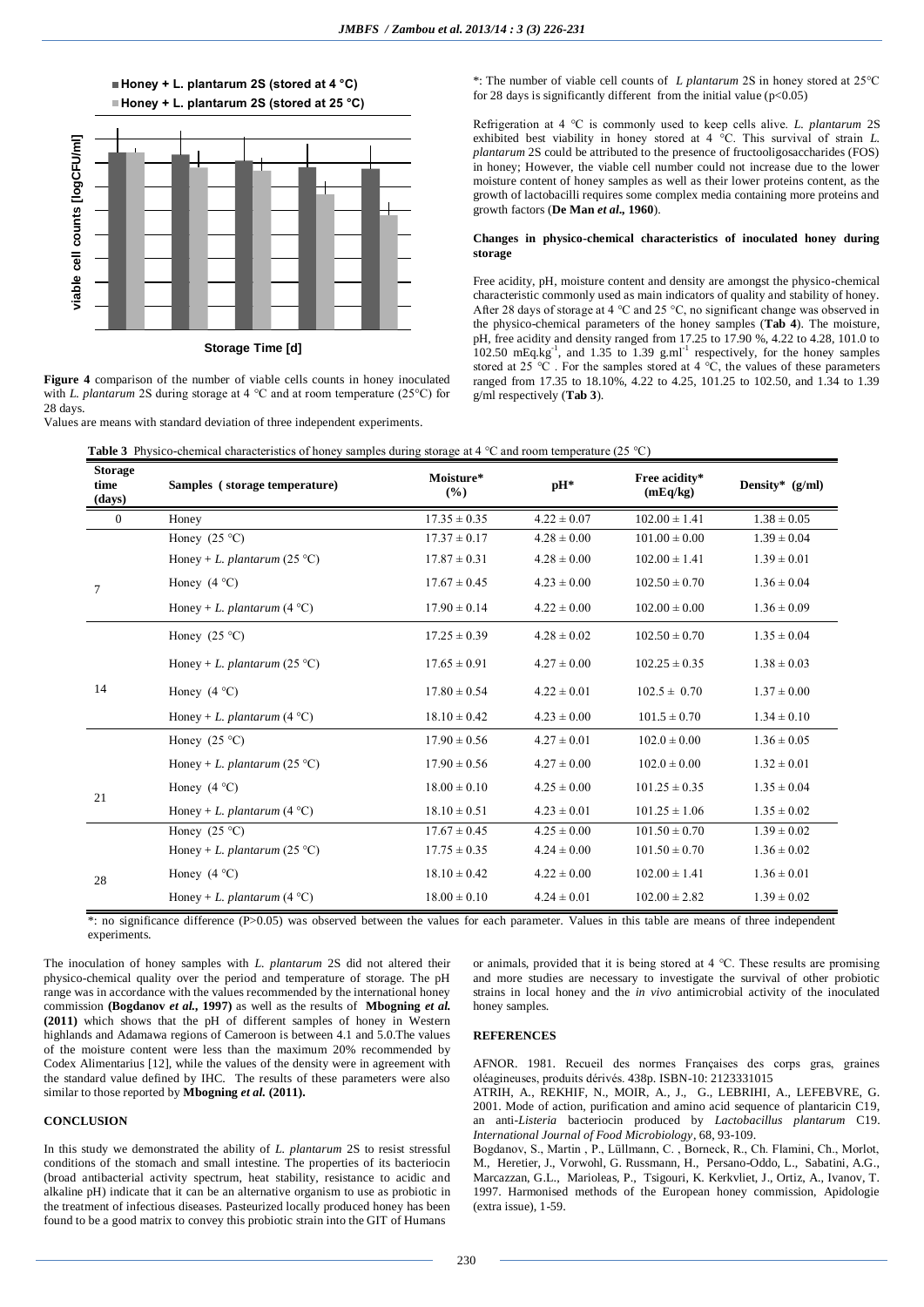Figure 4 comparison of the number of viable cells counts in honey inoculated with *L. plantarum* 2S during storage at 4 °C and at room temperature (25°C) for 28 days.

Values are means with standard deviation of three independent experiments.

*: The number of viable cell counts of *L plantarum* 2S in honey stored at 25°C for 28 days is significantly different from the initial value ($p<0.05$)

Refrigeration at 4 °C is commonly used to keep cells alive. *L. plantarum* 2S exhibited best viability in honey stored at 4 °C. This survival of strain *L. plantarum* 2S could be attributed to the presence of fructooligosaccharides (FOS) in honey; However, the viable cell number could not increase due to the lower moisture content of honey samples as well as their lower proteins content, as the growth of lactobacilli requires some complex media containing more proteins and growth factors (**De Man *et al*., 1960**).

#### Changes in physico-chemical characteristics of inoculated honey during storage

Free acidity, pH, moisture content and density are amongst the physico-chemical characteristic commonly used as main indicators of quality and stability of honey. After 28 days of storage at 4 °C and 25 °C, no significant change was observed in the physico-chemical parameters of the honey samples (**Tab 4**). The moisture, pH, free acidity and density ranged from 17.25 to 17.90 %, 4.22 to 4.28, 101.0 to 102.50 $mEq.kg^{-1}$, and 1.35 to 1.39 $g.ml^{-1}$ respectively, for the honey samples stored at 25 °C . For the samples stored at 4 °C, the values of these parameters ranged from 17.35 to 18.10%, 4.22 to 4.25, 101.25 to 102.50, and 1.34 to 1.39 g/ml respectively (**Tab 3**).

**Table 3** Physico-chemical characteristics of honey samples during storage at 4 °C and room temperature (25 °C)

| Storage time (days) | Samples ( storage temperature) | Moisture* (%) | pH* | Free acidity* (mEq/kg) | Density* (g/ml) |
|---|---|---|---|---|---|
| 0 | Honey | 17.35 ± 0.35 | 4.22 ± 0.07 | 102.00 ± 1.41 | 1.38 ± 0.05 |
| 7 | Honey (25 °C) | 17.37 ± 0.17 | 4.28 ± 0.00 | 101.00 ± 0.00 | 1.39 ± 0.04 |
| | Honey + *L. plantarum* (25 °C) | 17.87 ± 0.31 | 4.28 ± 0.00 | 102.00 ± 1.41 | 1.39 ± 0.01 |
| | Honey (4 °C) | 17.67 ± 0.45 | 4.23 ± 0.00 | 102.50 ± 0.70 | 1.36 ± 0.04 |
| | Honey + *L. plantarum* (4 °C) | 17.90 ± 0.14 | 4.22 ± 0.00 | 102.00 ± 0.00 | 1.36 ± 0.09 |
| 14 | Honey (25 °C) | 17.25 ± 0.39 | 4.28 ± 0.02 | 102.50 ± 0.70 | 1.35 ± 0.04 |
| | Honey + *L. plantarum* (25 °C) | 17.65 ± 0.91 | 4.27 ± 0.00 | 102.25 ± 0.35 | 1.38 ± 0.03 |
| | Honey (4 °C) | 17.80 ± 0.54 | 4.22 ± 0.01 | 102.5 ± 0.70 | 1.37 ± 0.00 |
| | Honey + *L. plantarum* (4 °C) | 18.10 ± 0.42 | 4.23 ± 0.00 | 101.5 ± 0.70 | 1.34 ± 0.10 |
| 21 | Honey (25 °C) | 17.90 ± 0.56 | 4.27 ± 0.01 | 102.0 ± 0.00 | 1.36 ± 0.05 |
| | Honey + *L. plantarum* (25 °C) | 17.90 ± 0.56 | 4.27 ± 0.00 | 102.0 ± 0.00 | 1.32 ± 0.01 |
| | Honey (4 °C) | 18.00 ± 0.10 | 4.25 ± 0.00 | 101.25 ± 0.35 | 1.35 ± 0.04 |
| | Honey + *L. plantarum* (4 °C) | 18.10 ± 0.51 | 4.23 ± 0.01 | 101.25 ± 1.06 | 1.35 ± 0.02 |
| 28 | Honey (25 °C) | 17.67 ± 0.45 | 4.25 ± 0.00 | 101.50 ± 0.70 | 1.39 ± 0.02 |
| | Honey + *L. plantarum* (25 °C) | 17.75 ± 0.35 | 4.24 ± 0.00 | 101.50 ± 0.70 | 1.36 ± 0.02 |
| | Honey (4 °C) | 18.10 ± 0.42 | 4.22 ± 0.00 | 102.00 ± 1.41 | 1.36 ± 0.01 |
| | Honey + *L. plantarum* (4 °C) | 18.00 ± 0.10 | 4.24 ± 0.01 | 102.00 ± 2.82 | 1.39 ± 0.02 |

*: no significance difference ($P>0.05$) was observed between the values for each parameter. Values in this table are means of three independent experiments.

The inoculation of honey samples with *L. plantarum* 2S did not altered their physico-chemical quality over the period and temperature of storage. The pH range was in accordance with the values recommended by the international honey commission **(Bogdanov *et al.*, 1997)** as well as the results of **Mbogning *et al.* (2011)** which shows that the pH of different samples of honey in Western highlands and Adamawa regions of Cameroon is between 4.1 and 5.0.The values of the moisture content were less than the maximum 20% recommended by Codex Alimentarius [12], while the values of the density were in agreement with the standard value defined by IHC. The results of these parameters were also similar to those reported by **Mbogning *et al.* (2011).**

## CONCLUSION

In this study we demonstrated the ability of *L. plantarum* 2S to resist stressful conditions of the stomach and small intestine. The properties of its bacteriocin (broad antibacterial activity spectrum, heat stability, resistance to acidic and alkaline pH) indicate that it can be an alternative organism to use as probiotic in the treatment of infectious diseases. Pasteurized locally produced honey has been found to be a good matrix to convey this probiotic strain into the GIT of Humans or animals, provided that it is being stored at 4 °C. These results are promising and more studies are necessary to investigate the survival of other probiotic strains in local honey and the *in vivo* antimicrobial activity of the inoculated honey samples.

## REFERENCES

AFNOR. 1981. Recueil des normes Françaises des corps gras, graines oléagineuses, produits dérivés. 438p. ISBN-10: 2123331015

ATRIH, A., REKHIF, N., MOIR, A., J., G., LEBRIHI, A., LEFEBVRE, G. 2001. Mode of action, purification and amino acid sequence of plantaricin C19, an anti-*Listeria* bacteriocin produced by *Lactobacillus plantarum* C19. *International Journal of Food Microbiology*, 68, 93-109.

Bogdanov, S., Martin , P., Lüllmann, C. , Borneck, R., Ch. Flamini, Ch., Morlot, M., Heretier, J., Vorwohl, G. Russmann, H., Persano-Oddo, L., Sabatini, A.G., Marcazzan, G.L., Marioleas, P., Tsigouri, K. Kerkvliet, J., Ortiz, A., Ivanov, T. 1997. Harmonised methods of the European honey commission, Apidologie (extra issue), 1-59.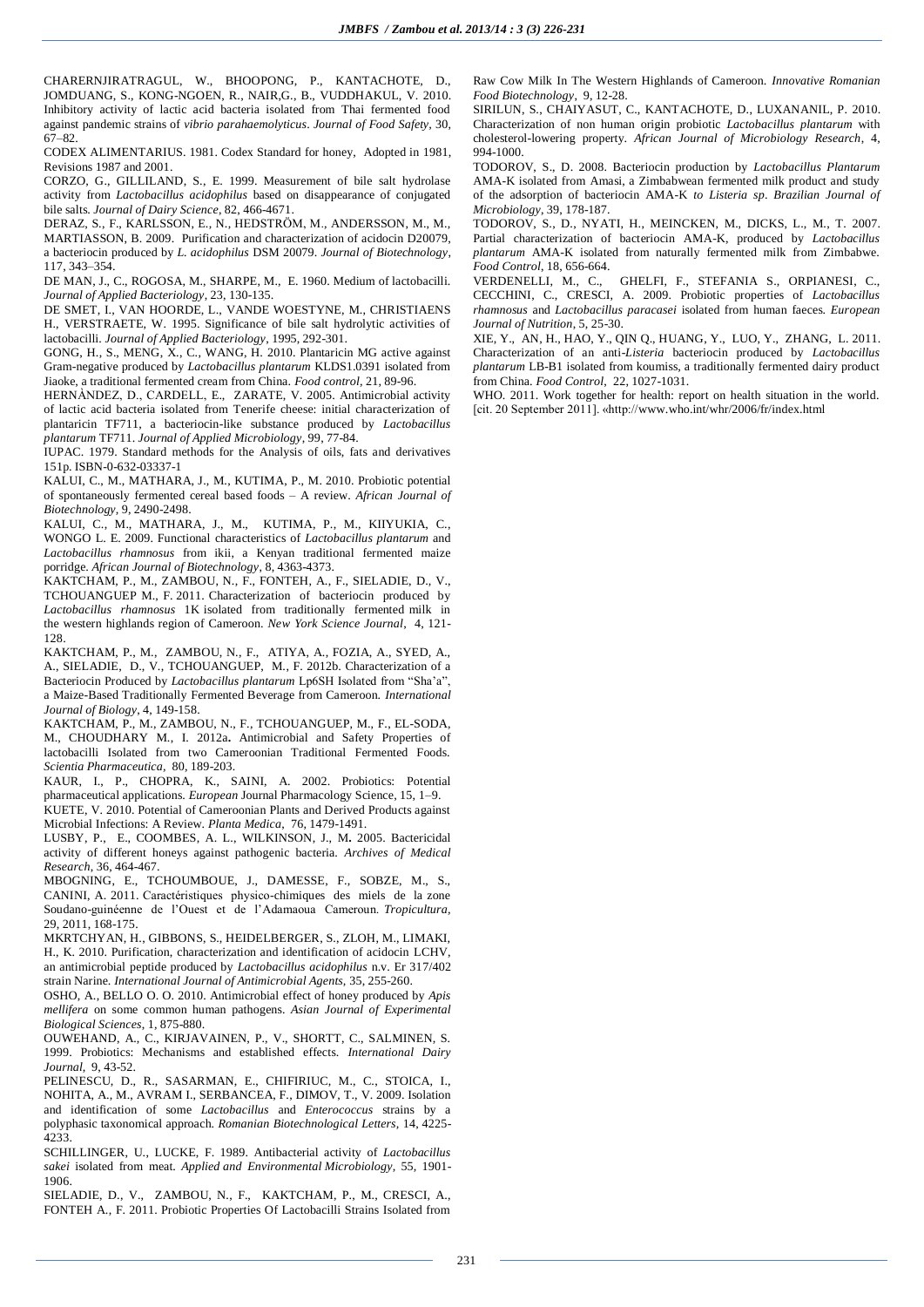CHARERNJIRATRAGUL, W., BHOOPONG, P., KANTACHOTE, D., JOMDUANG, S., KONG-NGOEN, R., NAIR,G., B., VUDDHAKUL, V. 2010. Inhibitory activity of lactic acid bacteria isolated from Thai fermented food against pandemic strains of *vibrio parahaemolyticus*. *Journal of Food Safety*, 30, 67–82.

CODEX ALIMENTARIUS. 1981. Codex Standard for honey, Adopted in 1981, Revisions 1987 and 2001.

CORZO, G., GILLILAND, S., E. 1999. Measurement of bile salt hydrolase activity from *Lactobacillus acidophilus* based on disappearance of conjugated bile salts. *Journal of Dairy Science*, 82, 466-4671.

DERAZ, S., F., KARLSSON, E., N., HEDSTRÖM, M., ANDERSSON, M., M., MARTIASSON, B. 2009. Purification and characterization of acidocin D20079, a bacteriocin produced by *L. acidophilus* DSM 20079. *Journal of Biotechnology*, 117, 343–354.

DE MAN, J., C., ROGOSA, M., SHARPE, M., E. 1960. Medium of lactobacilli. *Journal of Applied Bacteriology*, 23, 130-135.

DE SMET, I., VAN HOORDE, L., VANDE WOESTYNE, M., CHRISTIAENS H., VERSTRAETE, W. 1995. Significance of bile salt hydrolytic activities of lactobacilli. *Journal of Applied Bacteriology*, 1995, 292-301.

GONG, H., S., MENG, X., C., WANG, H. 2010. Plantaricin MG active against Gram-negative produced by *Lactobacillus plantarum* KLDS1.0391 isolated from Jiaoke, a traditional fermented cream from China. *Food control*, 21, 89-96.

HERNÀNDEZ, D., CARDELL, E., ZARATE, V. 2005. Antimicrobial activity of lactic acid bacteria isolated from Tenerife cheese: initial characterization of plantaricin TF711, a bacteriocin-like substance produced by *Lactobacillus plantarum* TF711. *Journal of Applied Microbiology*, 99, 77-84.

IUPAC. 1979. Standard methods for the Analysis of oils, fats and derivatives 151p. ISBN-0-632-03337-1

KALUI, C., M., MATHARA, J., M., KUTIMA, P., M. 2010. Probiotic potential of spontaneously fermented cereal based foods – A review. *African Journal of Biotechnology*, 9, 2490-2498.

KALUI, C., M., MATHARA, J., M., KUTIMA, P., M., KIIYUKIA, C., WONGO L. E. 2009. Functional characteristics of *Lactobacillus plantarum* and *Lactobacillus rhamnosus* from ikii, a Kenyan traditional fermented maize porridge. *African Journal of Biotechnology*, 8, 4363-4373.

KAKTCHAM, P., M., ZAMBOU, N., F., FONTEH, A., F., SIELADIE, D., V., TCHOUANGUEP M., F. 2011. Characterization of bacteriocin produced by *Lactobacillus rhamnosus* 1K isolated from traditionally fermented milk in the western highlands region of Cameroon. *New York Science Journal*, 4, 121-128.

KAKTCHAM, P., M., ZAMBOU, N., F., ATIYA, A., FOZIA, A., SYED, A., A., SIELADIE, D., V., TCHOUANGUEP, M., F. 2012b. Characterization of a Bacteriocin Produced by *Lactobacillus plantarum* Lp6SH Isolated from "Sha'a", a Maize-Based Traditionally Fermented Beverage from Cameroon. *International Journal of Biology*, 4, 149-158.

KAKTCHAM, P., M., ZAMBOU, N., F., TCHOUANGUEP, M., F., EL-SODA, M., CHOUDHARY M., I. 2012a. Antimicrobial and Safety Properties of lactobacilli Isolated from two Cameroonian Traditional Fermented Foods. *Scientia Pharmaceutica*, 80, 189-203.

KAUR, I., P., CHOPRA, K., SAINI, A. 2002. Probiotics: Potential pharmaceutical applications. *European* Journal Pharmacology Science, 15, 1–9.

KUETE, V. 2010. Potential of Cameroonian Plants and Derived Products against Microbial Infections: A Review. *Planta Medica*, 76, 1479-1491.

LUSBY, P., E., COOMBES, A. L., WILKINSON, J., M. 2005. Bactericidal activity of different honeys against pathogenic bacteria. *Archives of Medical Research*, 36, 464-467.

MBOGNING, E., TCHOUMBOUE, J., DAMESSE, F., SOBZE, M., S., CANINI, A. 2011. Caractéristiques physico-chimiques des miels de la zone Soudano-guinéenne de l'Ouest et de l'Adamaoua Cameroun. *Tropicultura*, 29, 2011, 168-175.

MKRTCHYAN, H., GIBBONS, S., HEIDELBERGER, S., ZLOH, M., LIMAKI, H., K. 2010. Purification, characterization and identification of acidocin LCHV, an antimicrobial peptide produced by *Lactobacillus acidophilus* n.v. Er 317/402 strain Narine. *International Journal of Antimicrobial Agents*, 35, 255-260.

OSHO, A., BELLO O. O. 2010. Antimicrobial effect of honey produced by *Apis mellifera* on some common human pathogens. *Asian Journal of Experimental Biological Sciences*, 1, 875-880.

OUWEHAND, A., C., KIRJAVAINEN, P., V., SHORTT, C., SALMINEN, S. 1999. Probiotics: Mechanisms and established effects. *International Dairy Journal*, 9, 43-52.

PELINESCU, D., R., SASARMAN, E., CHIFIRIUC, M., C., STOICA, I., NOHITA, A., M., AVRAM I., SERBANCEA, F., DIMOV, T., V. 2009. Isolation and identification of some *Lactobacillus* and *Enterococcus* strains by a polyphasic taxonomical approach. *Romanian Biotechnological Letters*, 14, 4225-4233.

SCHILLINGER, U., LUCKE, F. 1989. Antibacterial activity of *Lactobacillus sakei* isolated from meat. *Applied and Environmental Microbiology*, 55, 1901-1906.

SIELADIE, D., V., ZAMBOU, N., F., KAKTCHAM, P., M., CRESCI, A., FONTEH A., F. 2011. Probiotic Properties Of Lactobacilli Strains Isolated from Raw Cow Milk In The Western Highlands of Cameroon. *Innovative Romanian Food Biotechnology*, 9, 12-28.

SIRILUN, S., CHAIYASUT, C., KANTACHOTE, D., LUXANANIL, P. 2010. Characterization of non human origin probiotic *Lactobacillus plantarum* with cholesterol-lowering property. *African Journal of Microbiology Research*, 4, 994-1000.

TODOROV, S., D. 2008. Bacteriocin production by *Lactobacillus Plantarum* AMA-K isolated from Amasi, a Zimbabwean fermented milk product and study of the adsorption of bacteriocin AMA-K *to Listeria sp*. *Brazilian Journal of Microbiology*, 39, 178-187.

TODOROV, S., D., NYATI, H., MEINCKEN, M., DICKS, L., M., T. 2007. Partial characterization of bacteriocin AMA-K, produced by *Lactobacillus plantarum* AMA-K isolated from naturally fermented milk from Zimbabwe. *Food Control*, 18, 656-664.

VERDENELLI, M., C., GHELFI, F., STEFANIA S., ORPIANESI, C., CECCHINI, C., CRESCI, A. 2009. Probiotic properties of *Lactobacillus rhamnosus* and *Lactobacillus paracasei* isolated from human faeces. *European Journal of Nutrition*, 5, 25-30.

XIE, Y., AN, H., HAO, Y., QIN Q., HUANG, Y., LUO, Y., ZHANG, L. 2011. Characterization of an anti-*Listeria* bacteriocin produced by *Lactobacillus plantarum* LB-B1 isolated from koumiss, a traditionally fermented dairy product from China. *Food Control*, 22, 1027-1031.

WHO. 2011. Work together for health: report on health situation in the world. [cit. 20 September 2011]. «http://www.who.int/whr/2006/fr/index.html